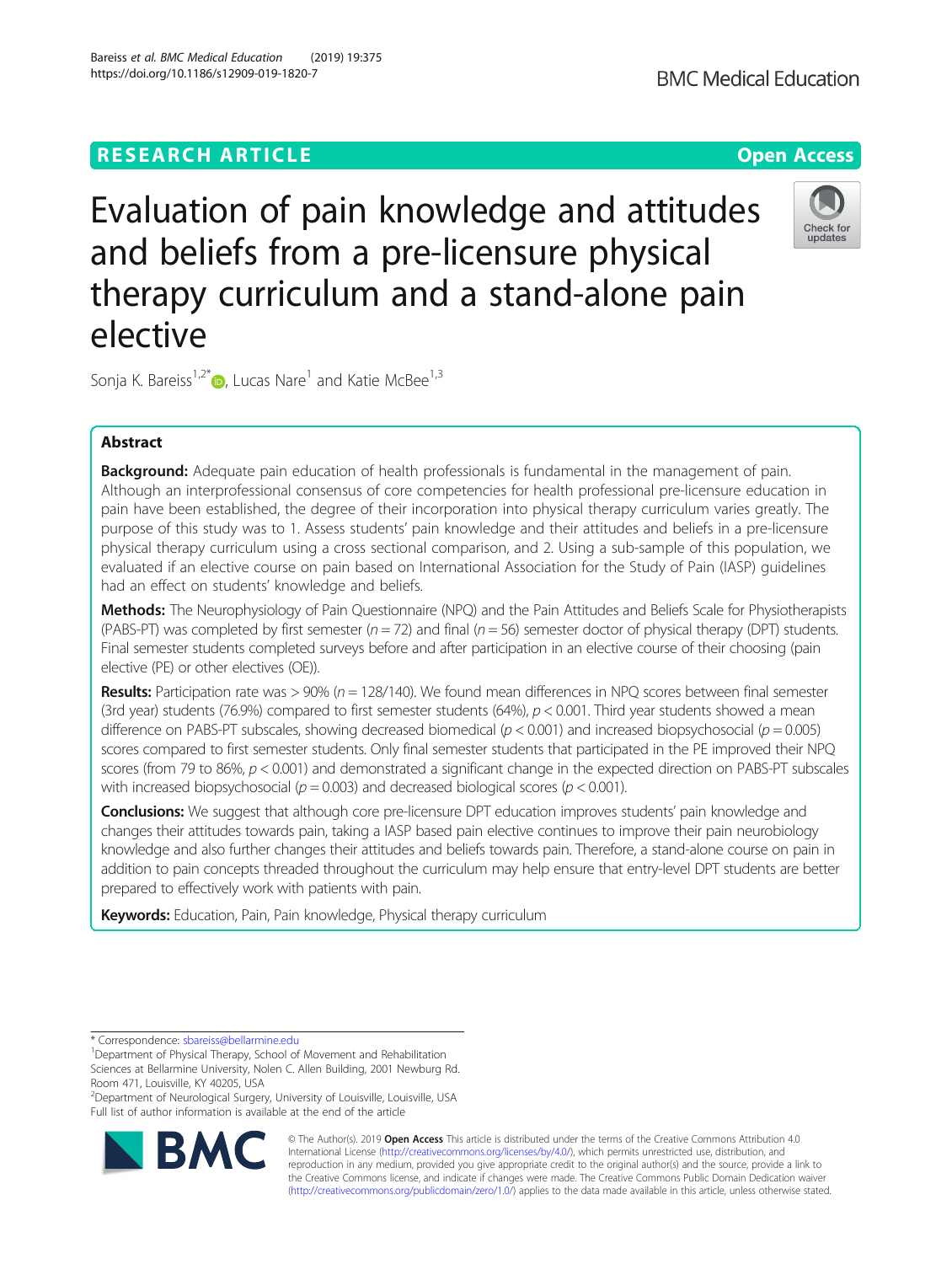RESEARCH ARTICLE

Open Access

# Evaluation of pain knowledge and attitudes and beliefs from a pre-licensure physical therapy curriculum and a stand-alone pain elective

Sonja K. Bareiss[1,2*], Lucas Nare[1] and Katie McBee[1,3]

## Abstract

**Background:** Adequate pain education of health professionals is fundamental in the management of pain. Although an interprofessional consensus of core competencies for health professional pre-licensure education in pain have been established, the degree of their incorporation into physical therapy curriculum varies greatly. The purpose of this study was to 1. Assess students' pain knowledge and their attitudes and beliefs in a pre-licensure physical therapy curriculum using a cross sectional comparison, and 2. Using a sub-sample of this population, we evaluated if an elective course on pain based on International Association for the Study of Pain (IASP) guidelines had an effect on students' knowledge and beliefs.

**Methods:** The Neurophysiology of Pain Questionnaire (NPQ) and the Pain Attitudes and Beliefs Scale for Physiotherapists (PABS-PT) was completed by first semester ($n = 72$) and final ($n = 56$) semester doctor of physical therapy (DPT) students. Final semester students completed surveys before and after participation in an elective course of their choosing (pain elective (PE) or other electives (OE)).

**Results:** Participation rate was > 90% ($n = 128/140$). We found mean differences in NPQ scores between final semester (3rd year) students (76.9%) compared to first semester students (64%), $p < 0.001$. Third year students showed a mean difference on PABS-PT subscales, showing decreased biomedical ($p < 0.001$) and increased biopsychosocial ($p = 0.005$) scores compared to first semester students. Only final semester students that participated in the PE improved their NPQ scores (from 79 to 86%, $p < 0.001$) and demonstrated a significant change in the expected direction on PABS-PT subscales with increased biopsychosocial ($p = 0.003$) and decreased biological scores ($p < 0.001$).

**Conclusions:** We suggest that although core pre-licensure DPT education improves students' pain knowledge and changes their attitudes towards pain, taking a IASP based pain elective continues to improve their pain neurobiology knowledge and also further changes their attitudes and beliefs towards pain. Therefore, a stand-alone course on pain in addition to pain concepts threaded throughout the curriculum may help ensure that entry-level DPT students are better prepared to effectively work with patients with pain.

**Keywords:** Education, Pain, Pain knowledge, Physical therapy curriculum

---

* Correspondence: sbareiss@bellarmine.edu

[1]Department of Physical Therapy, School of Movement and Rehabilitation Sciences at Bellarmine University, Nolen C. Allen Building, 2001 Newburg Rd. Room 471, Louisville, KY 40205, USA

[2]Department of Neurological Surgery, University of Louisville, Louisville, USA

Full list of author information is available at the end of the article

© The Author(s). 2019 **Open Access** This article is distributed under the terms of the Creative Commons Attribution 4.0 International License (http://creativecommons.org/licenses/by/4.0/), which permits unrestricted use, distribution, and reproduction in any medium, provided you give appropriate credit to the original author(s) and the source, provide a link to the Creative Commons license, and indicate if changes were made. The Creative Commons Public Domain Dedication waiver (http://creativecommons.org/publicdomain/zero/1.0/) applies to the data made available in this article, unless otherwise stated.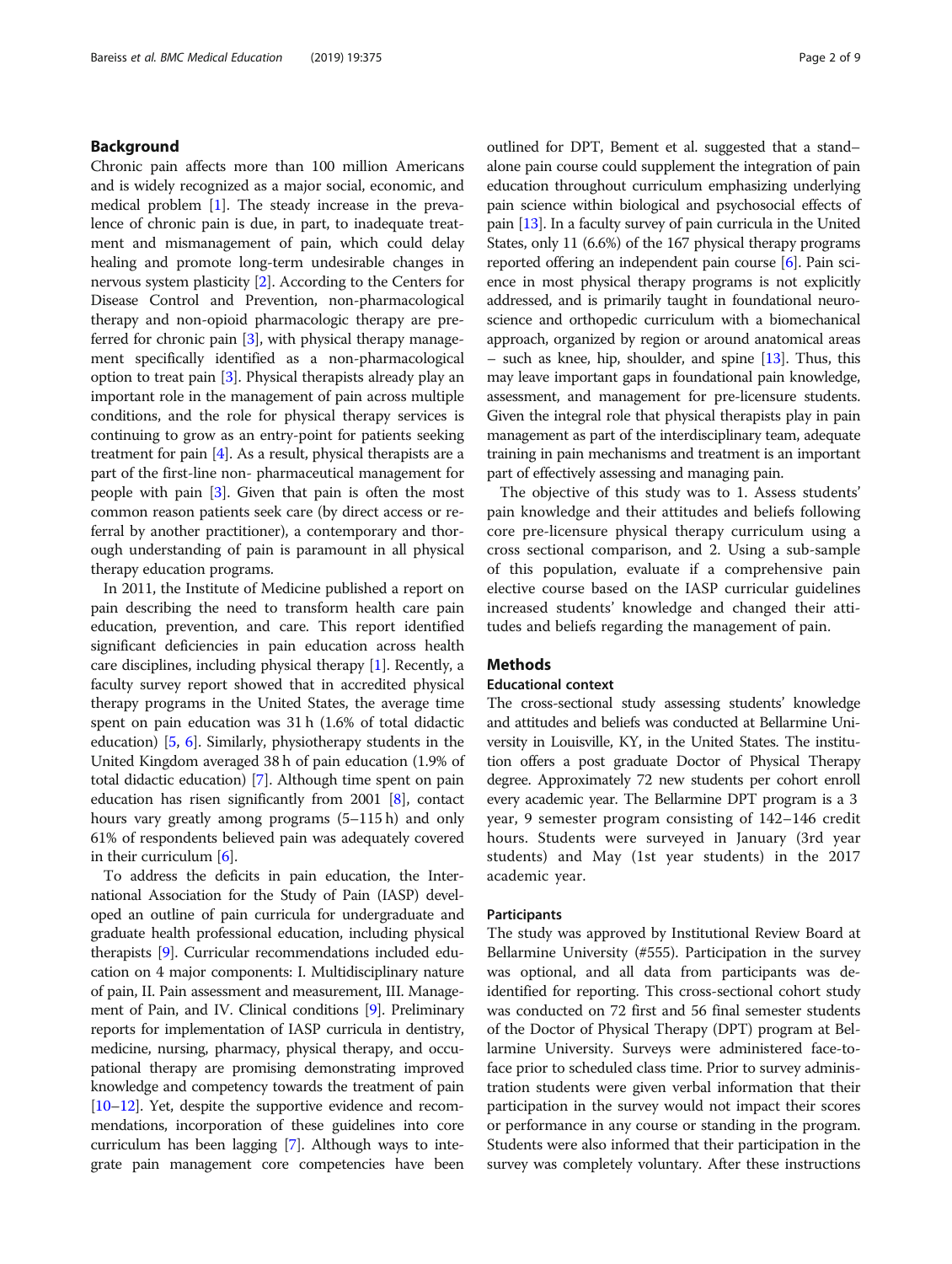## Background

Chronic pain affects more than 100 million Americans and is widely recognized as a major social, economic, and medical problem [1]. The steady increase in the prevalence of chronic pain is due, in part, to inadequate treatment and mismanagement of pain, which could delay healing and promote long-term undesirable changes in nervous system plasticity [2]. According to the Centers for Disease Control and Prevention, non-pharmacological therapy and non-opioid pharmacologic therapy are preferred for chronic pain [3], with physical therapy management specifically identified as a non-pharmacological option to treat pain [3]. Physical therapists already play an important role in the management of pain across multiple conditions, and the role for physical therapy services is continuing to grow as an entry-point for patients seeking treatment for pain [4]. As a result, physical therapists are a part of the first-line non- pharmaceutical management for people with pain [3]. Given that pain is often the most common reason patients seek care (by direct access or referral by another practitioner), a contemporary and thorough understanding of pain is paramount in all physical therapy education programs.

In 2011, the Institute of Medicine published a report on pain describing the need to transform health care pain education, prevention, and care. This report identified significant deficiencies in pain education across health care disciplines, including physical therapy [1]. Recently, a faculty survey report showed that in accredited physical therapy programs in the United States, the average time spent on pain education was 31 h (1.6% of total didactic education) [5, 6]. Similarly, physiotherapy students in the United Kingdom averaged 38 h of pain education (1.9% of total didactic education) [7]. Although time spent on pain education has risen significantly from 2001 [8], contact hours vary greatly among programs (5–115 h) and only 61% of respondents believed pain was adequately covered in their curriculum [6].

To address the deficits in pain education, the International Association for the Study of Pain (IASP) developed an outline of pain curricula for undergraduate and graduate health professional education, including physical therapists [9]. Curricular recommendations included education on 4 major components: I. Multidisciplinary nature of pain, II. Pain assessment and measurement, III. Management of Pain, and IV. Clinical conditions [9]. Preliminary reports for implementation of IASP curricula in dentistry, medicine, nursing, pharmacy, physical therapy, and occupational therapy are promising demonstrating improved knowledge and competency towards the treatment of pain [10–12]. Yet, despite the supportive evidence and recommendations, incorporation of these guidelines into core curriculum has been lagging [7]. Although ways to integrate pain management core competencies have been outlined for DPT, Bement et al. suggested that a stand–alone pain course could supplement the integration of pain education throughout curriculum emphasizing underlying pain science within biological and psychosocial effects of pain [13]. In a faculty survey of pain curricula in the United States, only 11 (6.6%) of the 167 physical therapy programs reported offering an independent pain course [6]. Pain science in most physical therapy programs is not explicitly addressed, and is primarily taught in foundational neuroscience and orthopedic curriculum with a biomechanical approach, organized by region or around anatomical areas – such as knee, hip, shoulder, and spine [13]. Thus, this may leave important gaps in foundational pain knowledge, assessment, and management for pre-licensure students. Given the integral role that physical therapists play in pain management as part of the interdisciplinary team, adequate training in pain mechanisms and treatment is an important part of effectively assessing and managing pain.

The objective of this study was to 1. Assess students' pain knowledge and their attitudes and beliefs following core pre-licensure physical therapy curriculum using a cross sectional comparison, and 2. Using a sub-sample of this population, evaluate if a comprehensive pain elective course based on the IASP curricular guidelines increased students' knowledge and changed their attitudes and beliefs regarding the management of pain.

## Methods

### Educational context

The cross-sectional study assessing students' knowledge and attitudes and beliefs was conducted at Bellarmine University in Louisville, KY, in the United States. The institution offers a post graduate Doctor of Physical Therapy degree. Approximately 72 new students per cohort enroll every academic year. The Bellarmine DPT program is a 3 year, 9 semester program consisting of 142–146 credit hours. Students were surveyed in January (3rd year students) and May (1st year students) in the 2017 academic year.

### Participants

The study was approved by Institutional Review Board at Bellarmine University (#555). Participation in the survey was optional, and all data from participants was de-identified for reporting. This cross-sectional cohort study was conducted on 72 first and 56 final semester students of the Doctor of Physical Therapy (DPT) program at Bellarmine University. Surveys were administered face-to-face prior to scheduled class time. Prior to survey administration students were given verbal information that their participation in the survey would not impact their scores or performance in any course or standing in the program. Students were also informed that their participation in the survey was completely voluntary. After these instructions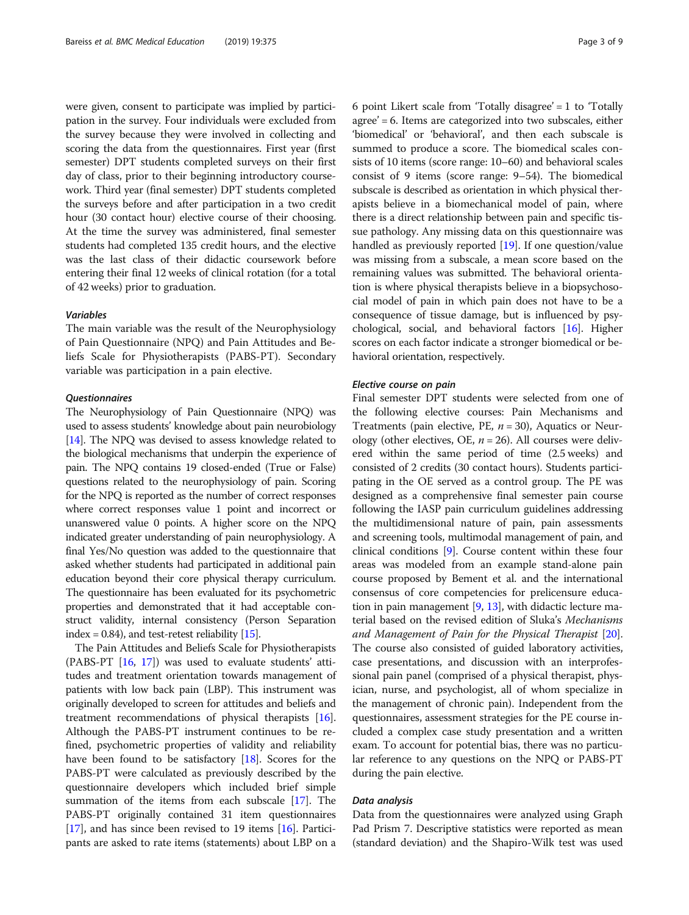were given, consent to participate was implied by participation in the survey. Four individuals were excluded from the survey because they were involved in collecting and scoring the data from the questionnaires. First year (first semester) DPT students completed surveys on their first day of class, prior to their beginning introductory coursework. Third year (final semester) DPT students completed the surveys before and after participation in a two credit hour (30 contact hour) elective course of their choosing. At the time the survey was administered, final semester students had completed 135 credit hours, and the elective was the last class of their didactic coursework before entering their final 12 weeks of clinical rotation (for a total of 42 weeks) prior to graduation.

### Variables

The main variable was the result of the Neurophysiology of Pain Questionnaire (NPQ) and Pain Attitudes and Beliefs Scale for Physiotherapists (PABS-PT). Secondary variable was participation in a pain elective.

### Questionnaires

The Neurophysiology of Pain Questionnaire (NPQ) was used to assess students' knowledge about pain neurobiology [14]. The NPQ was devised to assess knowledge related to the biological mechanisms that underpin the experience of pain. The NPQ contains 19 closed-ended (True or False) questions related to the neurophysiology of pain. Scoring for the NPQ is reported as the number of correct responses where correct responses value 1 point and incorrect or unanswered value 0 points. A higher score on the NPQ indicated greater understanding of pain neurophysiology. A final Yes/No question was added to the questionnaire that asked whether students had participated in additional pain education beyond their core physical therapy curriculum. The questionnaire has been evaluated for its psychometric properties and demonstrated that it had acceptable construct validity, internal consistency (Person Separation index = 0.84), and test-retest reliability [15].

The Pain Attitudes and Beliefs Scale for Physiotherapists (PABS-PT [16, 17]) was used to evaluate students' attitudes and treatment orientation towards management of patients with low back pain (LBP). This instrument was originally developed to screen for attitudes and beliefs and treatment recommendations of physical therapists [16]. Although the PABS-PT instrument continues to be refined, psychometric properties of validity and reliability have been found to be satisfactory [18]. Scores for the PABS-PT were calculated as previously described by the questionnaire developers which included brief simple summation of the items from each subscale [17]. The PABS-PT originally contained 31 item questionnaires [17], and has since been revised to 19 items [16]. Participants are asked to rate items (statements) about LBP on a 6 point Likert scale from 'Totally disagree' = 1 to 'Totally agree' = 6. Items are categorized into two subscales, either 'biomedical' or 'behavioral', and then each subscale is summed to produce a score. The biomedical scales consists of 10 items (score range: 10–60) and behavioral scales consist of 9 items (score range: 9–54). The biomedical subscale is described as orientation in which physical therapists believe in a biomechanical model of pain, where there is a direct relationship between pain and specific tissue pathology. Any missing data on this questionnaire was handled as previously reported [19]. If one question/value was missing from a subscale, a mean score based on the remaining values was submitted. The behavioral orientation is where physical therapists believe in a biopsychosocial model of pain in which pain does not have to be a consequence of tissue damage, but is influenced by psychological, social, and behavioral factors [16]. Higher scores on each factor indicate a stronger biomedical or behavioral orientation, respectively.

### Elective course on pain

Final semester DPT students were selected from one of the following elective courses: Pain Mechanisms and Treatments (pain elective, PE, $n = 30$), Aquatics or Neurology (other electives, OE, $n = 26$). All courses were delivered within the same period of time (2.5 weeks) and consisted of 2 credits (30 contact hours). Students participating in the OE served as a control group. The PE was designed as a comprehensive final semester pain course following the IASP pain curriculum guidelines addressing the multidimensional nature of pain, pain assessments and screening tools, multimodal management of pain, and clinical conditions [9]. Course content within these four areas was modeled from an example stand-alone pain course proposed by Bement et al. and the international consensus of core competencies for prelicensure education in pain management [9, 13], with didactic lecture material based on the revised edition of Sluka's *Mechanisms and Management of Pain for the Physical Therapist* [20]. The course also consisted of guided laboratory activities, case presentations, and discussion with an interprofessional pain panel (comprised of a physical therapist, physician, nurse, and psychologist, all of whom specialize in the management of chronic pain). Independent from the questionnaires, assessment strategies for the PE course included a complex case study presentation and a written exam. To account for potential bias, there was no particular reference to any questions on the NPQ or PABS-PT during the pain elective.

### Data analysis

Data from the questionnaires were analyzed using Graph Pad Prism 7. Descriptive statistics were reported as mean (standard deviation) and the Shapiro-Wilk test was used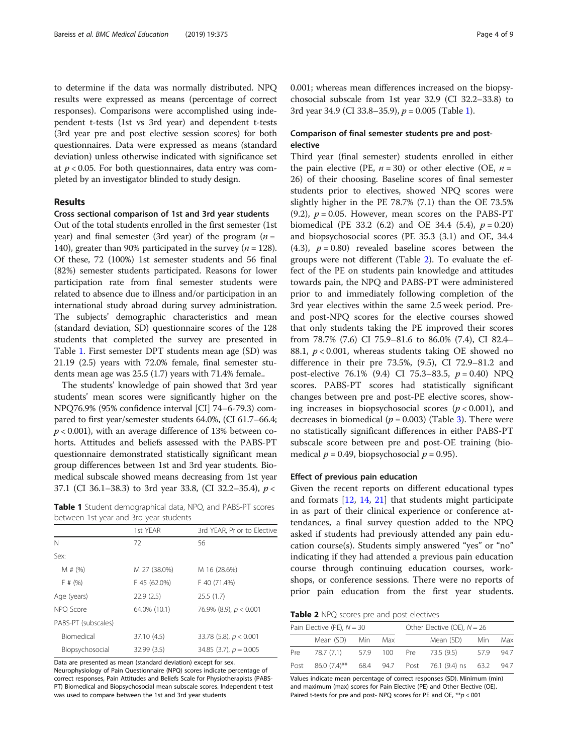to determine if the data was normally distributed. NPQ results were expressed as means (percentage of correct responses). Comparisons were accomplished using independent t-tests (1st vs 3rd year) and dependent t-tests (3rd year pre and post elective session scores) for both questionnaires. Data were expressed as means (standard deviation) unless otherwise indicated with significance set at $p < 0.05$. For both questionnaires, data entry was completed by an investigator blinded to study design.

## Results

### Cross sectional comparison of 1st and 3rd year students

Out of the total students enrolled in the first semester (1st year) and final semester (3rd year) of the program ($n$ = 140), greater than 90% participated in the survey ($n$ = 128). Of these, 72 (100%) 1st semester students and 56 final (82%) semester students participated. Reasons for lower participation rate from final semester students were related to absence due to illness and/or participation in an international study abroad during survey administration. The subjects' demographic characteristics and mean (standard deviation, SD) questionnaire scores of the 128 students that completed the survey are presented in Table 1. First semester DPT students mean age (SD) was 21.19 (2.5) years with 72.0% female, final semester students mean age was 25.5 (1.7) years with 71.4% female..

The students' knowledge of pain showed that 3rd year students' mean scores were significantly higher on the NPQ76.9% (95% confidence interval [CI] 74–6-79.3) compared to first year/semester students 64.0%, (CI 61.7–66.4; $p < 0.001$), with an average difference of 13% between cohorts. Attitudes and beliefs assessed with the PABS-PT questionnaire demonstrated statistically significant mean group differences between 1st and 3rd year students. Biomedical subscale showed means decreasing from 1st year 37.1 (CI 36.1–38.3) to 3rd year 33.8, (CI 32.2–35.4), $p <$ 0.001; whereas mean differences increased on the biopsychosocial subscale from 1st year 32.9 (CI 32.2–33.8) to 3rd year 34.9 (CI 33.8–35.9), $p = 0.005$ (Table 1).

**Table 1** Student demographical data, NPQ, and PABS-PT scores between 1st year and 3rd year students

| | 1st YEAR | 3rd YEAR, Prior to Elective |
|---|---|---|
| N | 72 | 56 |
| Sex: | | |
| M # (%) | M 27 (38.0%) | M 16 (28.6%) |
| F # (%) | F 45 (62.0%) | F 40 (71.4%) |
| Age (years) | 22.9 (2.5) | 25.5 (1.7) |
| NPQ Score | 64.0% (10.1) | 76.9% (8.9), $p < 0.001$ |
| PABS-PT (subscales) | | |
| Biomedical | 37.10 (4.5) | 33.78 (5.8), $p < 0.001$ |
| Biopsychosocial | 32.99 (3.5) | 34.85 (3.7), $p = 0.005$ |

Data are presented as mean (standard deviation) except for sex.
Neurophysiology of Pain Questionnaire (NPQ) scores indicate percentage of correct responses, Pain Attitudes and Beliefs Scale for Physiotherapists (PABS-PT) Biomedical and Biopsychosocial mean subscale scores. Independent t-test was used to compare between the 1st and 3rd year students

### Comparison of final semester students pre and post-elective

Third year (final semester) students enrolled in either the pain elective (PE, $n = 30$) or other elective (OE, $n$ = 26) of their choosing. Baseline scores of final semester students prior to electives, showed NPQ scores were slightly higher in the PE 78.7% (7.1) than the OE 73.5% (9.2), $p = 0.05$. However, mean scores on the PABS-PT biomedical (PE 33.2 (6.2) and OE 34.4 (5.4), $p = 0.20$) and biopsychosocial scores (PE 35.3 (3.1) and OE, 34.4 (4.3), $p = 0.80$) revealed baseline scores between the groups were not different (Table 2). To evaluate the effect of the PE on students pain knowledge and attitudes towards pain, the NPQ and PABS-PT were administered prior to and immediately following completion of the 3rd year electives within the same 2.5 week period. Pre- and post-NPQ scores for the elective courses showed that only students taking the PE improved their scores from 78.7% (7.6) CI 75.9–81.6 to 86.0% (7.4), CI 82.4–88.1, $p < 0.001$, whereas students taking OE showed no difference in their pre 73.5%, (9.5), CI 72.9–81.2 and post-elective 76.1% (9.4) CI 75.3–83.5, $p = 0.40$) NPQ scores. PABS-PT scores had statistically significant changes between pre and post-PE elective scores, showing increases in biopsychosocial scores ($p < 0.001$), and decreases in biomedical ($p = 0.003$) (Table 3). There were no statistically significant differences in either PABS-PT subscale score between pre and post-OE training (biomedical $p = 0.49$, biopsychosocial $p = 0.95$).

### Effect of previous pain education

Given the recent reports on different educational types and formats [12, 14, 21] that students might participate in as part of their clinical experience or conference attendances, a final survey question added to the NPQ asked if students had previously attended any pain education course(s). Students simply answered "yes" or "no" indicating if they had attended a previous pain education course through continuing education courses, workshops, or conference sessions. There were no reports of prior pain education from the first year students.

**Table 2** NPQ scores pre and post electives

| Pain Elective (PE), $N = 30$ | | | | Other Elective (OE), $N = 26$ | | | |
|---|---|---|---|---|---|---|---|
| | Mean (SD) | Min | Max | | Mean (SD) | Min | Max |
| Pre | 78.7 (7.1) | 57.9 | 100 | Pre | 73.5 (9.5) | 57.9 | 94.7 |
| Post | 86.0 (7.4)** | 68.4 | 94.7 | Post | 76.1 (9.4) ns | 63.2 | 94.7 |

Values indicate mean percentage of correct responses (SD). Minimum (min) and maximum (max) scores for Pain Elective (PE) and Other Elective (OE). Paired t-tests for pre and post- NPQ scores for PE and OE, **$p < 001$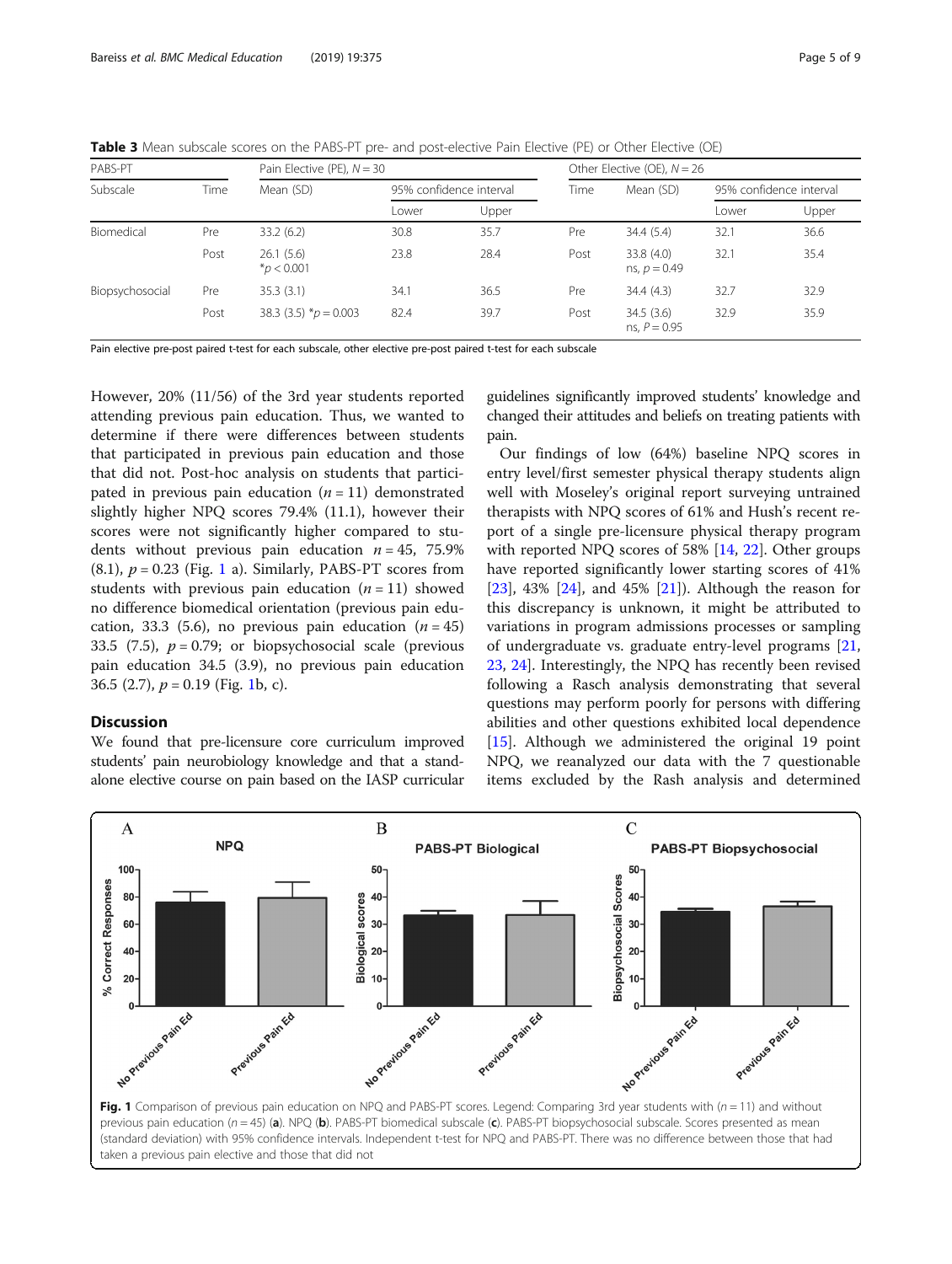**Table 3** Mean subscale scores on the PABS-PT pre- and post-elective Pain Elective (PE) or Other Elective (OE)

| PABS-PT | | Pain Elective (PE), $N = 30$ | | | Other Elective (OE), $N = 26$ | | | |
|---|---|---|---|---|---|---|---|---|
| Subscale | Time | Mean (SD) | 95% confidence interval | | Time | Mean (SD) | 95% confidence interval | |
| | | | Lower | Upper | | | Lower | Upper |
| Biomedical | Pre | 33.2 (6.2) | 30.8 | 35.7 | Pre | 34.4 (5.4) | 32.1 | 36.6 |
| | Post | 26.1 (5.6) *$p < 0.001$ | 23.8 | 28.4 | Post | 33.8 (4.0) ns, $p = 0.49$ | 32.1 | 35.4 |
| Biopsychosocial | Pre | 35.3 (3.1) | 34.1 | 36.5 | Pre | 34.4 (4.3) | 32.7 | 32.9 |
| | Post | 38.3 (3.5) *$p = 0.003$ | 82.4 | 39.7 | Post | 34.5 (3.6) ns, $P = 0.95$ | 32.9 | 35.9 |

Pain elective pre-post paired t-test for each subscale, other elective pre-post paired t-test for each subscale

However, 20% (11/56) of the 3rd year students reported attending previous pain education. Thus, we wanted to determine if there were differences between students that participated in previous pain education and those that did not. Post-hoc analysis on students that participated in previous pain education ($n = 11$) demonstrated slightly higher NPQ scores 79.4% (11.1), however their scores were not significantly higher compared to students without previous pain education $n = 45$, 75.9% (8.1), $p = 0.23$ (Fig. 1 a). Similarly, PABS-PT scores from students with previous pain education ($n = 11$) showed no difference biomedical orientation (previous pain education, 33.3 (5.6), no previous pain education ($n = 45$) 33.5 (7.5), $p = 0.79$; or biopsychosocial scale (previous pain education 34.5 (3.9), no previous pain education 36.5 (2.7), $p = 0.19$ (Fig. 1b, c).

## Discussion

We found that pre-licensure core curriculum improved students' pain neurobiology knowledge and that a stand-alone elective course on pain based on the IASP curricular guidelines significantly improved students' knowledge and changed their attitudes and beliefs on treating patients with pain.

Our findings of low (64%) baseline NPQ scores in entry level/first semester physical therapy students align well with Moseley's original report surveying untrained therapists with NPQ scores of 61% and Hush's recent report of a single pre-licensure physical therapy program with reported NPQ scores of 58% [14, 22]. Other groups have reported significantly lower starting scores of 41% [23], 43% [24], and 45% [21]). Although the reason for this discrepancy is unknown, it might be attributed to variations in program admissions processes or sampling of undergraduate vs. graduate entry-level programs [21, 23, 24]. Interestingly, the NPQ has recently been revised following a Rasch analysis demonstrating that several questions may perform poorly for persons with differing abilities and other questions exhibited local dependence [15]. Although we administered the original 19 point NPQ, we reanalyzed our data with the 7 questionable items excluded by the Rash analysis and determined

**Fig. 1** Comparison of previous pain education on NPQ and PABS-PT scores. Legend: Comparing 3rd year students with ($n = 11$) and without previous pain education ($n = 45$) (**a**). NPQ (**b**). PABS-PT biomedical subscale (**c**). PABS-PT biopsychosocial subscale. Scores presented as mean (standard deviation) with 95% confidence intervals. Independent t-test for NPQ and PABS-PT. There was no difference between those that had taken a previous pain elective and those that did not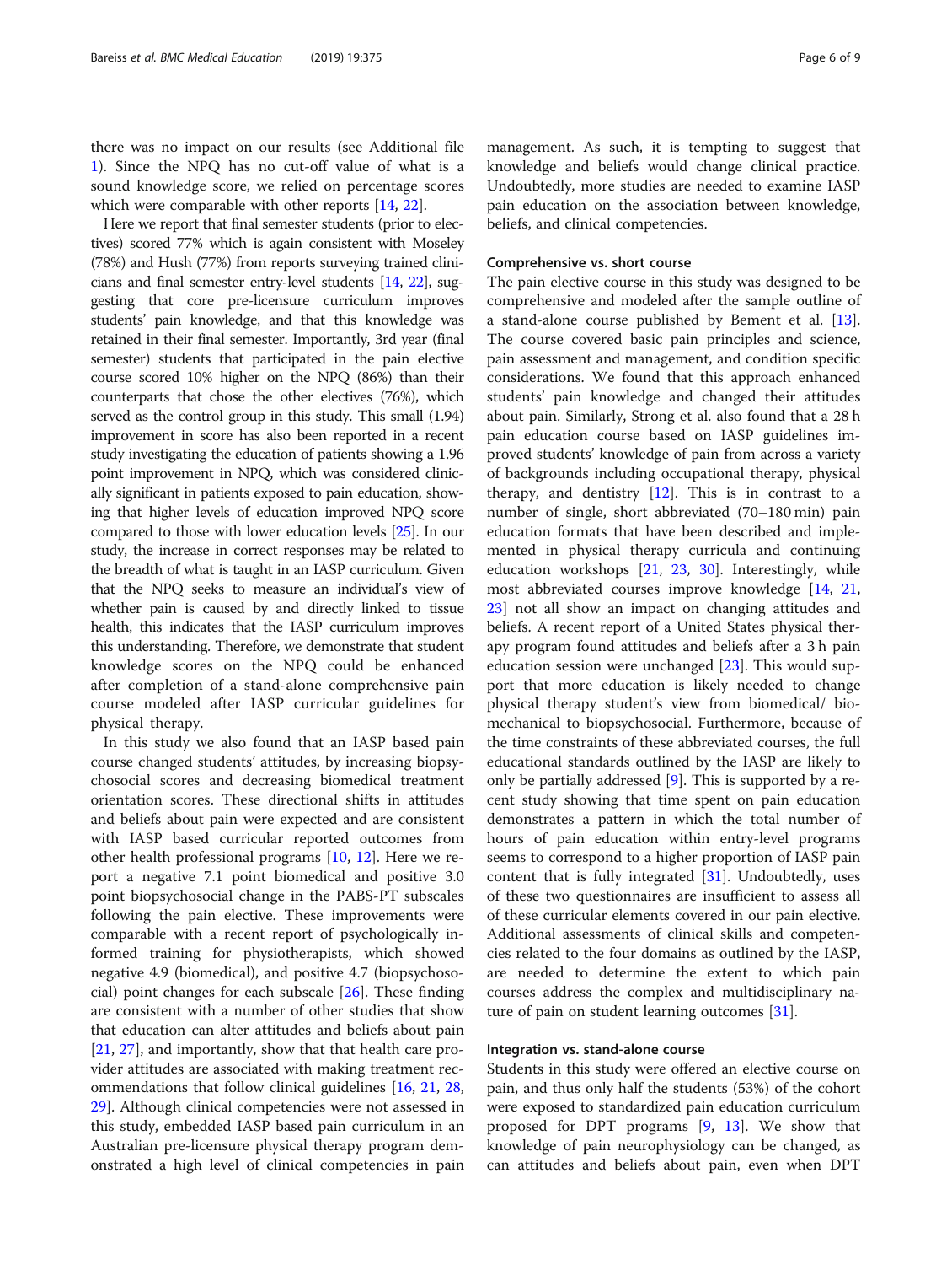there was no impact on our results (see Additional file 1). Since the NPQ has no cut-off value of what is a sound knowledge score, we relied on percentage scores which were comparable with other reports [14, 22].

Here we report that final semester students (prior to electives) scored 77% which is again consistent with Moseley (78%) and Hush (77%) from reports surveying trained clinicians and final semester entry-level students [14, 22], suggesting that core pre-licensure curriculum improves students' pain knowledge, and that this knowledge was retained in their final semester. Importantly, 3rd year (final semester) students that participated in the pain elective course scored 10% higher on the NPQ (86%) than their counterparts that chose the other electives (76%), which served as the control group in this study. This small (1.94) improvement in score has also been reported in a recent study investigating the education of patients showing a 1.96 point improvement in NPQ, which was considered clinically significant in patients exposed to pain education, showing that higher levels of education improved NPQ score compared to those with lower education levels [25]. In our study, the increase in correct responses may be related to the breadth of what is taught in an IASP curriculum. Given that the NPQ seeks to measure an individual's view of whether pain is caused by and directly linked to tissue health, this indicates that the IASP curriculum improves this understanding. Therefore, we demonstrate that student knowledge scores on the NPQ could be enhanced after completion of a stand-alone comprehensive pain course modeled after IASP curricular guidelines for physical therapy.

In this study we also found that an IASP based pain course changed students' attitudes, by increasing biopsychosocial scores and decreasing biomedical treatment orientation scores. These directional shifts in attitudes and beliefs about pain were expected and are consistent with IASP based curricular reported outcomes from other health professional programs [10, 12]. Here we report a negative 7.1 point biomedical and positive 3.0 point biopsychosocial change in the PABS-PT subscales following the pain elective. These improvements were comparable with a recent report of psychologically informed training for physiotherapists, which showed negative 4.9 (biomedical), and positive 4.7 (biopsychosocial) point changes for each subscale [26]. These finding are consistent with a number of other studies that show that education can alter attitudes and beliefs about pain [21, 27], and importantly, show that that health care provider attitudes are associated with making treatment recommendations that follow clinical guidelines [16, 21, 28, 29]. Although clinical competencies were not assessed in this study, embedded IASP based pain curriculum in an Australian pre-licensure physical therapy program demonstrated a high level of clinical competencies in pain management. As such, it is tempting to suggest that knowledge and beliefs would change clinical practice. Undoubtedly, more studies are needed to examine IASP pain education on the association between knowledge, beliefs, and clinical competencies.

### Comprehensive vs. short course

The pain elective course in this study was designed to be comprehensive and modeled after the sample outline of a stand-alone course published by Bement et al. [13]. The course covered basic pain principles and science, pain assessment and management, and condition specific considerations. We found that this approach enhanced students' pain knowledge and changed their attitudes about pain. Similarly, Strong et al. also found that a 28 h pain education course based on IASP guidelines improved students' knowledge of pain from across a variety of backgrounds including occupational therapy, physical therapy, and dentistry [12]. This is in contrast to a number of single, short abbreviated (70–180 min) pain education formats that have been described and implemented in physical therapy curricula and continuing education workshops [21, 23, 30]. Interestingly, while most abbreviated courses improve knowledge [14, 21, 23] not all show an impact on changing attitudes and beliefs. A recent report of a United States physical therapy program found attitudes and beliefs after a 3 h pain education session were unchanged [23]. This would support that more education is likely needed to change physical therapy student's view from biomedical/ biomechanical to biopsychosocial. Furthermore, because of the time constraints of these abbreviated courses, the full educational standards outlined by the IASP are likely to only be partially addressed [9]. This is supported by a recent study showing that time spent on pain education demonstrates a pattern in which the total number of hours of pain education within entry-level programs seems to correspond to a higher proportion of IASP pain content that is fully integrated [31]. Undoubtedly, uses of these two questionnaires are insufficient to assess all of these curricular elements covered in our pain elective. Additional assessments of clinical skills and competencies related to the four domains as outlined by the IASP, are needed to determine the extent to which pain courses address the complex and multidisciplinary nature of pain on student learning outcomes [31].

### Integration vs. stand-alone course

Students in this study were offered an elective course on pain, and thus only half the students (53%) of the cohort were exposed to standardized pain education curriculum proposed for DPT programs [9, 13]. We show that knowledge of pain neurophysiology can be changed, as can attitudes and beliefs about pain, even when DPT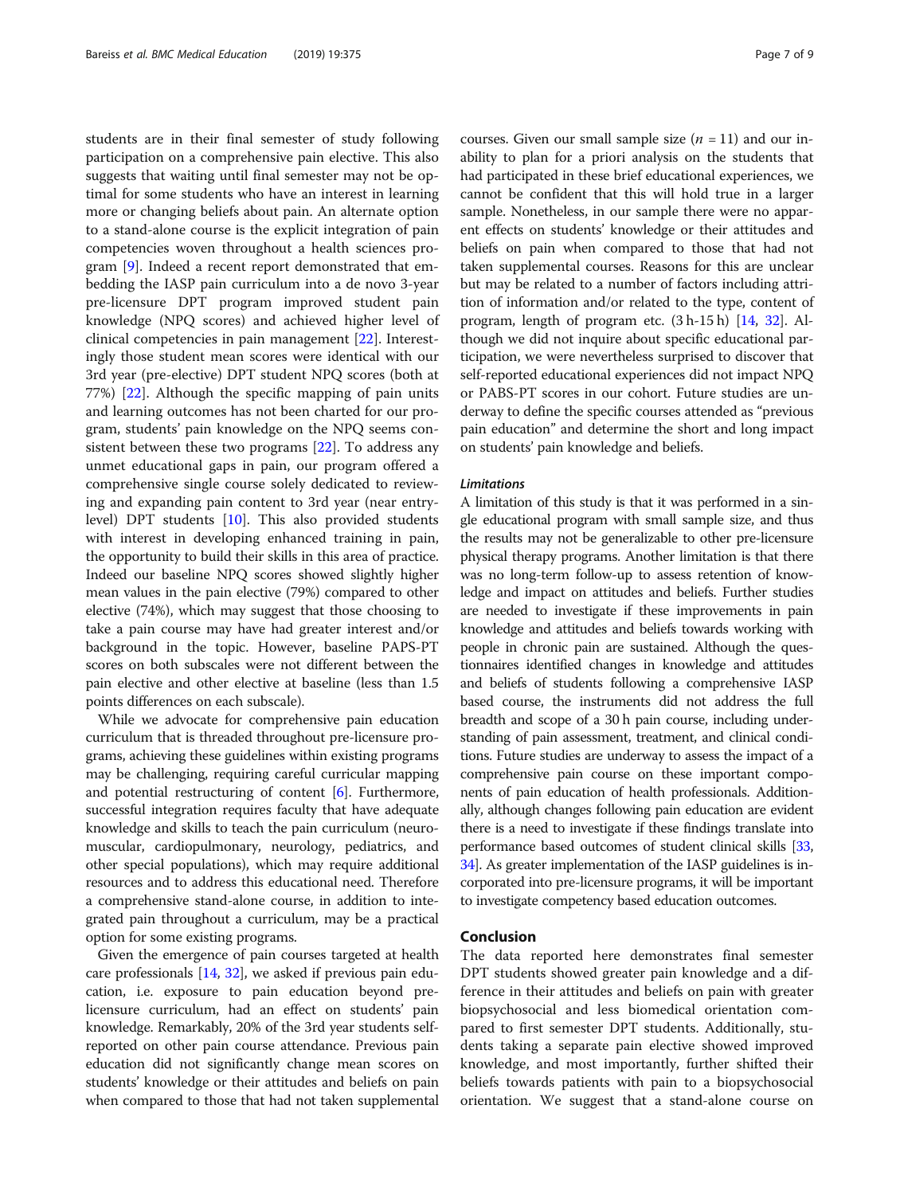students are in their final semester of study following participation on a comprehensive pain elective. This also suggests that waiting until final semester may not be optimal for some students who have an interest in learning more or changing beliefs about pain. An alternate option to a stand-alone course is the explicit integration of pain competencies woven throughout a health sciences program [9]. Indeed a recent report demonstrated that embedding the IASP pain curriculum into a de novo 3-year pre-licensure DPT program improved student pain knowledge (NPQ scores) and achieved higher level of clinical competencies in pain management [22]. Interestingly those student mean scores were identical with our 3rd year (pre-elective) DPT student NPQ scores (both at 77%) [22]. Although the specific mapping of pain units and learning outcomes has not been charted for our program, students' pain knowledge on the NPQ seems consistent between these two programs [22]. To address any unmet educational gaps in pain, our program offered a comprehensive single course solely dedicated to reviewing and expanding pain content to 3rd year (near entry-level) DPT students [10]. This also provided students with interest in developing enhanced training in pain, the opportunity to build their skills in this area of practice. Indeed our baseline NPQ scores showed slightly higher mean values in the pain elective (79%) compared to other elective (74%), which may suggest that those choosing to take a pain course may have had greater interest and/or background in the topic. However, baseline PAPS-PT scores on both subscales were not different between the pain elective and other elective at baseline (less than 1.5 points differences on each subscale).

While we advocate for comprehensive pain education curriculum that is threaded throughout pre-licensure programs, achieving these guidelines within existing programs may be challenging, requiring careful curricular mapping and potential restructuring of content [6]. Furthermore, successful integration requires faculty that have adequate knowledge and skills to teach the pain curriculum (neuromuscular, cardiopulmonary, neurology, pediatrics, and other special populations), which may require additional resources and to address this educational need. Therefore a comprehensive stand-alone course, in addition to integrated pain throughout a curriculum, may be a practical option for some existing programs.

Given the emergence of pain courses targeted at health care professionals [14, 32], we asked if previous pain education, i.e. exposure to pain education beyond pre-licensure curriculum, had an effect on students' pain knowledge. Remarkably, 20% of the 3rd year students self-reported on other pain course attendance. Previous pain education did not significantly change mean scores on students' knowledge or their attitudes and beliefs on pain when compared to those that had not taken supplemental courses. Given our small sample size ($n = 11$) and our inability to plan for a priori analysis on the students that had participated in these brief educational experiences, we cannot be confident that this will hold true in a larger sample. Nonetheless, in our sample there were no apparent effects on students' knowledge or their attitudes and beliefs on pain when compared to those that had not taken supplemental courses. Reasons for this are unclear but may be related to a number of factors including attrition of information and/or related to the type, content of program, length of program etc. (3 h-15 h) [14, 32]. Although we did not inquire about specific educational participation, we were nevertheless surprised to discover that self-reported educational experiences did not impact NPQ or PABS-PT scores in our cohort. Future studies are underway to define the specific courses attended as "previous pain education" and determine the short and long impact on students' pain knowledge and beliefs.

#### Limitations

A limitation of this study is that it was performed in a single educational program with small sample size, and thus the results may not be generalizable to other pre-licensure physical therapy programs. Another limitation is that there was no long-term follow-up to assess retention of knowledge and impact on attitudes and beliefs. Further studies are needed to investigate if these improvements in pain knowledge and attitudes and beliefs towards working with people in chronic pain are sustained. Although the questionnaires identified changes in knowledge and attitudes and beliefs of students following a comprehensive IASP based course, the instruments did not address the full breadth and scope of a 30 h pain course, including understanding of pain assessment, treatment, and clinical conditions. Future studies are underway to assess the impact of a comprehensive pain course on these important components of pain education of health professionals. Additionally, although changes following pain education are evident there is a need to investigate if these findings translate into performance based outcomes of student clinical skills [33, 34]. As greater implementation of the IASP guidelines is incorporated into pre-licensure programs, it will be important to investigate competency based education outcomes.

## Conclusion

The data reported here demonstrates final semester DPT students showed greater pain knowledge and a difference in their attitudes and beliefs on pain with greater biopsychosocial and less biomedical orientation compared to first semester DPT students. Additionally, students taking a separate pain elective showed improved knowledge, and most importantly, further shifted their beliefs towards patients with pain to a biopsychosocial orientation. We suggest that a stand-alone course on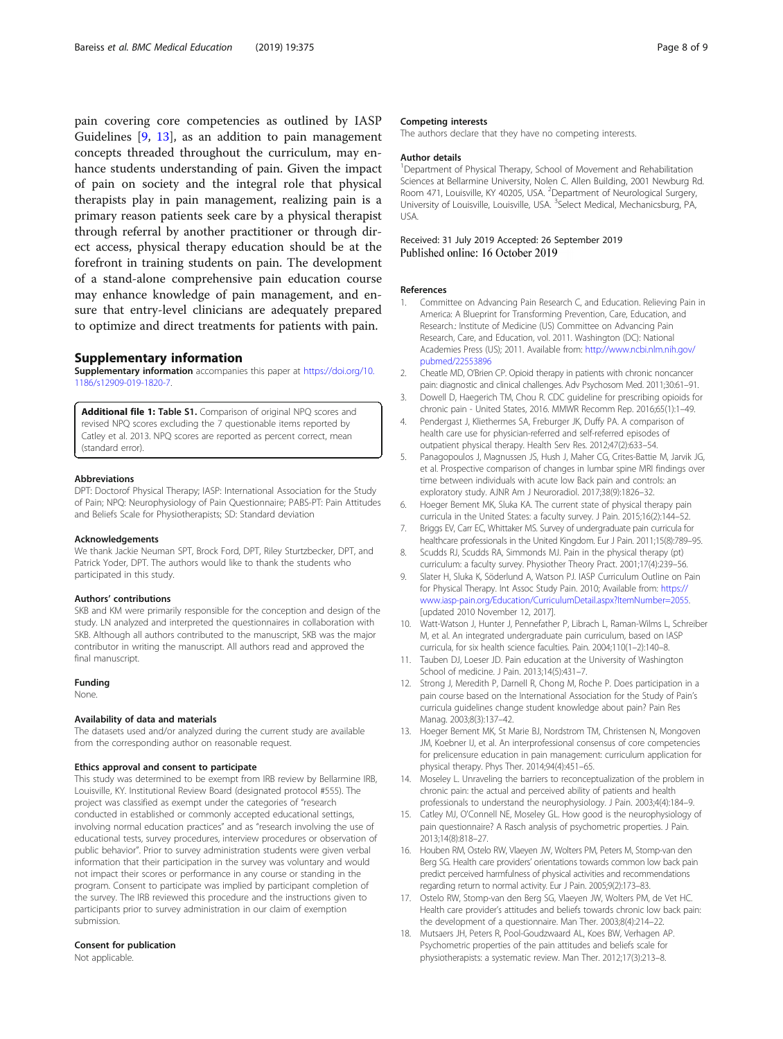pain covering core competencies as outlined by IASP Guidelines [9, 13], as an addition to pain management concepts threaded throughout the curriculum, may enhance students understanding of pain. Given the impact of pain on society and the integral role that physical therapists play in pain management, realizing pain is a primary reason patients seek care by a physical therapist through referral by another practitioner or through direct access, physical therapy education should be at the forefront in training students on pain. The development of a stand-alone comprehensive pain education course may enhance knowledge of pain management, and ensure that entry-level clinicians are adequately prepared to optimize and direct treatments for patients with pain.

## Supplementary information

**Supplementary information** accompanies this paper at https://doi.org/10.1186/s12909-019-1820-7.

> **Additional file 1: Table S1.** Comparison of original NPQ scores and revised NPQ scores excluding the 7 questionable items reported by Catley et al. 2013. NPQ scores are reported as percent correct, mean (standard error).

#### Abbreviations

DPT: Doctorof Physical Therapy; IASP: International Association for the Study of Pain; NPQ: Neurophysiology of Pain Questionnaire; PABS-PT: Pain Attitudes and Beliefs Scale for Physiotherapists; SD: Standard deviation

#### Acknowledgements

We thank Jackie Neuman SPT, Brock Ford, DPT, Riley Sturtzbecker, DPT, and Patrick Yoder, DPT. The authors would like to thank the students who participated in this study.

#### Authors' contributions

SKB and KM were primarily responsible for the conception and design of the study. LN analyzed and interpreted the questionnaires in collaboration with SKB. Although all authors contributed to the manuscript, SKB was the major contributor in writing the manuscript. All authors read and approved the final manuscript.

#### Funding

None.

#### Availability of data and materials

The datasets used and/or analyzed during the current study are available from the corresponding author on reasonable request.

#### Ethics approval and consent to participate

This study was determined to be exempt from IRB review by Bellarmine IRB, Louisville, KY. Institutional Review Board (designated protocol #555). The project was classified as exempt under the categories of "research conducted in established or commonly accepted educational settings, involving normal education practices" and as "research involving the use of educational tests, survey procedures, interview procedures or observation of public behavior". Prior to survey administration students were given verbal information that their participation in the survey was voluntary and would not impact their scores or performance in any course or standing in the program. Consent to participate was implied by participant completion of the survey. The IRB reviewed this procedure and the instructions given to participants prior to survey administration in our claim of exemption submission.

#### Consent for publication

Not applicable.

#### Competing interests

The authors declare that they have no competing interests.

#### Author details

[1]Department of Physical Therapy, School of Movement and Rehabilitation Sciences at Bellarmine University, Nolen C. Allen Building, 2001 Newburg Rd. Room 471, Louisville, KY 40205, USA. [2]Department of Neurological Surgery, University of Louisville, Louisville, USA. [3]Select Medical, Mechanicsburg, PA, USA.

Received: 31 July 2019 Accepted: 26 September 2019
Published online: 16 October 2019

#### References

1. Committee on Advancing Pain Research C, and Education. Relieving Pain in America: A Blueprint for Transforming Prevention, Care, Education, and Research.: Institute of Medicine (US) Committee on Advancing Pain Research, Care, and Education, vol. 2011. Washington (DC): National Academies Press (US); 2011. Available from: http://www.ncbi.nlm.nih.gov/pubmed/22553896
2. Cheatle MD, O'Brien CP. Opioid therapy in patients with chronic noncancer pain: diagnostic and clinical challenges. Adv Psychosom Med. 2011;30:61–91.
3. Dowell D, Haegerich TM, Chou R. CDC guideline for prescribing opioids for chronic pain - United States, 2016. MMWR Recomm Rep. 2016;65(1):1–49.
4. Pendergast J, Kliethermes SA, Freburger JK, Duffy PA. A comparison of health care use for physician-referred and self-referred episodes of outpatient physical therapy. Health Serv Res. 2012;47(2):633–54.
5. Panagopoulos J, Magnussen JS, Hush J, Maher CG, Crites-Battie M, Jarvik JG, et al. Prospective comparison of changes in lumbar spine MRI findings over time between individuals with acute low Back pain and controls: an exploratory study. AJNR Am J Neuroradiol. 2017;38(9):1826–32.
6. Hoeger Bement MK, Sluka KA. The current state of physical therapy pain curricula in the United States: a faculty survey. J Pain. 2015;16(2):144–52.
7. Briggs EV, Carr EC, Whittaker MS. Survey of undergraduate pain curricula for healthcare professionals in the United Kingdom. Eur J Pain. 2011;15(8):789–95.
8. Scudds RJ, Scudds RA, Simmonds MJ. Pain in the physical therapy (pt) curriculum: a faculty survey. Physiother Theory Pract. 2001;17(4):239–56.
9. Slater H, Sluka K, Söderlund A, Watson PJ. IASP Curriculum Outline on Pain for Physical Therapy. Int Assoc Study Pain. 2010; Available from: https://www.iasp-pain.org/Education/CurriculumDetail.aspx?ItemNumber=2055. [updated 2010 November 12, 2017].
10. Watt-Watson J, Hunter J, Pennefather P, Librach L, Raman-Wilms L, Schreiber M, et al. An integrated undergraduate pain curriculum, based on IASP curricula, for six health science faculties. Pain. 2004;110(1–2):140–8.
11. Tauben DJ, Loeser JD. Pain education at the University of Washington School of medicine. J Pain. 2013;14(5):431–7.
12. Strong J, Meredith P, Darnell R, Chong M, Roche P. Does participation in a pain course based on the International Association for the Study of Pain's curricula guidelines change student knowledge about pain? Pain Res Manag. 2003;8(3):137–42.
13. Hoeger Bement MK, St Marie BJ, Nordstrom TM, Christensen N, Mongoven JM, Koebner IJ, et al. An interprofessional consensus of core competencies for prelicensure education in pain management: curriculum application for physical therapy. Phys Ther. 2014;94(4):451–65.
14. Moseley L. Unraveling the barriers to reconceptualization of the problem in chronic pain: the actual and perceived ability of patients and health professionals to understand the neurophysiology. J Pain. 2003;4(4):184–9.
15. Catley MJ, O'Connell NE, Moseley GL. How good is the neurophysiology of pain questionnaire? A Rasch analysis of psychometric properties. J Pain. 2013;14(8):818–27.
16. Houben RM, Ostelo RW, Vlaeyen JW, Wolters PM, Peters M, Stomp-van den Berg SG. Health care providers' orientations towards common low back pain predict perceived harmfulness of physical activities and recommendations regarding return to normal activity. Eur J Pain. 2005;9(2):173–83.
17. Ostelo RW, Stomp-van den Berg SG, Vlaeyen JW, Wolters PM, de Vet HC. Health care provider's attitudes and beliefs towards chronic low back pain: the development of a questionnaire. Man Ther. 2003;8(4):214–22.
18. Mutsaers JH, Peters R, Pool-Goudzwaard AL, Koes BW, Verhagen AP. Psychometric properties of the pain attitudes and beliefs scale for physiotherapists: a systematic review. Man Ther. 2012;17(3):213–8.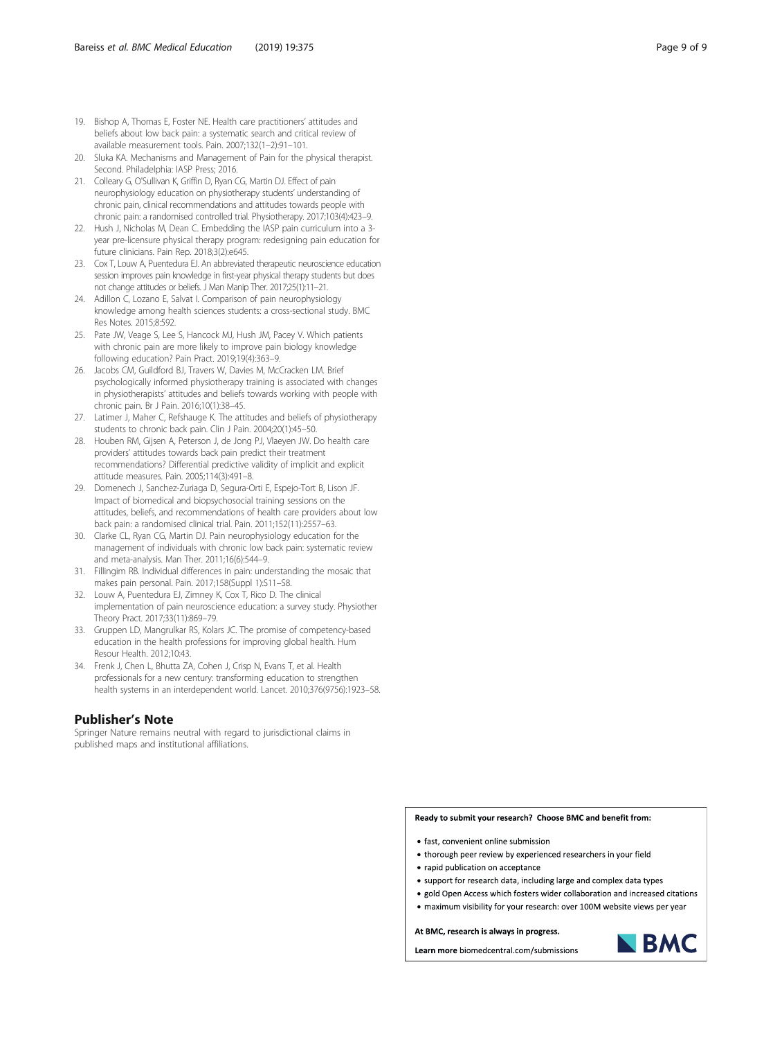19. Bishop A, Thomas E, Foster NE. Health care practitioners' attitudes and beliefs about low back pain: a systematic search and critical review of available measurement tools. Pain. 2007;132(1–2):91–101.
20. Sluka KA. Mechanisms and Management of Pain for the physical therapist. Second. Philadelphia: IASP Press; 2016.
21. Colleary G, O'Sullivan K, Griffin D, Ryan CG, Martin DJ. Effect of pain neurophysiology education on physiotherapy students' understanding of chronic pain, clinical recommendations and attitudes towards people with chronic pain: a randomised controlled trial. Physiotherapy. 2017;103(4):423–9.
22. Hush J, Nicholas M, Dean C. Embedding the IASP pain curriculum into a 3-year pre-licensure physical therapy program: redesigning pain education for future clinicians. Pain Rep. 2018;3(2):e645.
23. Cox T, Louw A, Puentedura EJ. An abbreviated therapeutic neuroscience education session improves pain knowledge in first-year physical therapy students but does not change attitudes or beliefs. J Man Manip Ther. 2017;25(1):11–21.
24. Adillon C, Lozano E, Salvat I. Comparison of pain neurophysiology knowledge among health sciences students: a cross-sectional study. BMC Res Notes. 2015;8:592.
25. Pate JW, Veage S, Lee S, Hancock MJ, Hush JM, Pacey V. Which patients with chronic pain are more likely to improve pain biology knowledge following education? Pain Pract. 2019;19(4):363–9.
26. Jacobs CM, Guildford BJ, Travers W, Davies M, McCracken LM. Brief psychologically informed physiotherapy training is associated with changes in physiotherapists' attitudes and beliefs towards working with people with chronic pain. Br J Pain. 2016;10(1):38–45.
27. Latimer J, Maher C, Refshauge K. The attitudes and beliefs of physiotherapy students to chronic back pain. Clin J Pain. 2004;20(1):45–50.
28. Houben RM, Gijsen A, Peterson J, de Jong PJ, Vlaeyen JW. Do health care providers' attitudes towards back pain predict their treatment recommendations? Differential predictive validity of implicit and explicit attitude measures. Pain. 2005;114(3):491–8.
29. Domenech J, Sanchez-Zuriaga D, Segura-Orti E, Espejo-Tort B, Lison JF. Impact of biomedical and biopsychosocial training sessions on the attitudes, beliefs, and recommendations of health care providers about low back pain: a randomised clinical trial. Pain. 2011;152(11):2557–63.
30. Clarke CL, Ryan CG, Martin DJ. Pain neurophysiology education for the management of individuals with chronic low back pain: systematic review and meta-analysis. Man Ther. 2011;16(6):544–9.
31. Fillingim RB. Individual differences in pain: understanding the mosaic that makes pain personal. Pain. 2017;158(Suppl 1):S11–S8.
32. Louw A, Puentedura EJ, Zimney K, Cox T, Rico D. The clinical implementation of pain neuroscience education: a survey study. Physiother Theory Pract. 2017;33(11):869–79.
33. Gruppen LD, Mangrulkar RS, Kolars JC. The promise of competency-based education in the health professions for improving global health. Hum Resour Health. 2012;10:43.
34. Frenk J, Chen L, Bhutta ZA, Cohen J, Crisp N, Evans T, et al. Health professionals for a new century: transforming education to strengthen health systems in an interdependent world. Lancet. 2010;376(9756):1923–58.

## Publisher's Note

Springer Nature remains neutral with regard to jurisdictional claims in published maps and institutional affiliations.

**Ready to submit your research? Choose BMC and benefit from:**

- fast, convenient online submission
- thorough peer review by experienced researchers in your field
- rapid publication on acceptance
- support for research data, including large and complex data types
- gold Open Access which fosters wider collaboration and increased citations
- maximum visibility for your research: over 100M website views per year

**At BMC, research is always in progress.**

**Learn more** biomedcentral.com/submissions

BMC